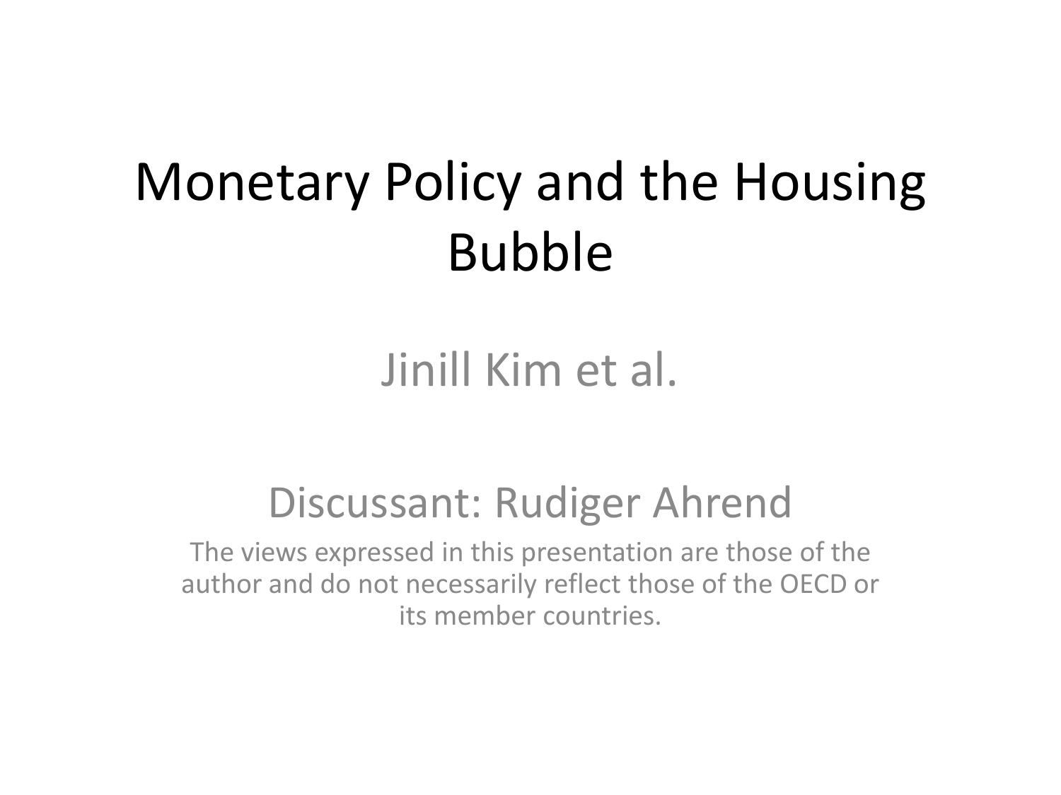# Monetary Policy and the Housing Bubble

Jinill Kim et al.

Discussant: Rudiger Ahrend

The views expressed in this presentation are those of the author and do not necessarily reflect those of the OECD or its member countries.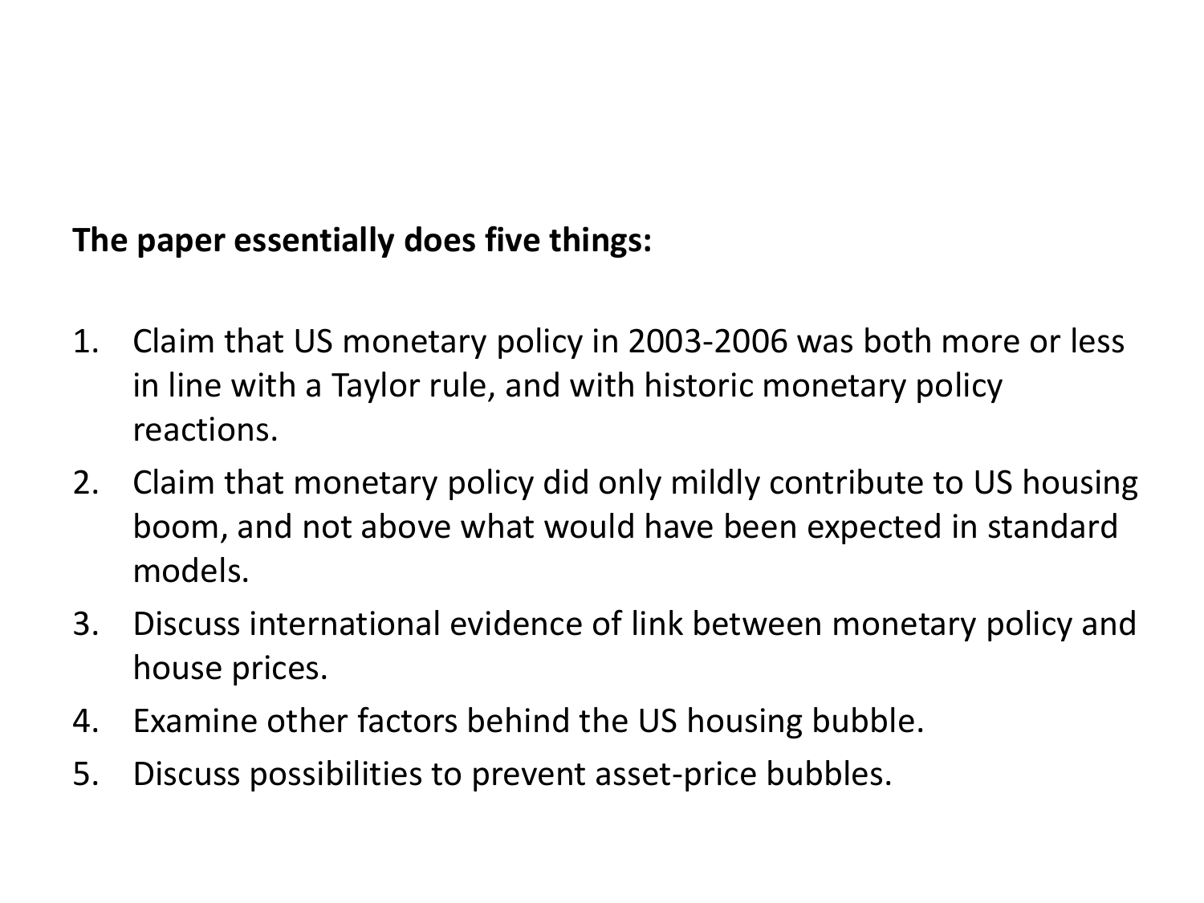**The paper essentially does five things:**

1. Claim that US monetary policy in 2003-2006 was both more or less in line with a Taylor rule, and with historic monetary policy reactions.
2. Claim that monetary policy did only mildly contribute to US housing boom, and not above what would have been expected in standard models.
3. Discuss international evidence of link between monetary policy and house prices.
4. Examine other factors behind the US housing bubble.
5. Discuss possibilities to prevent asset-price bubbles.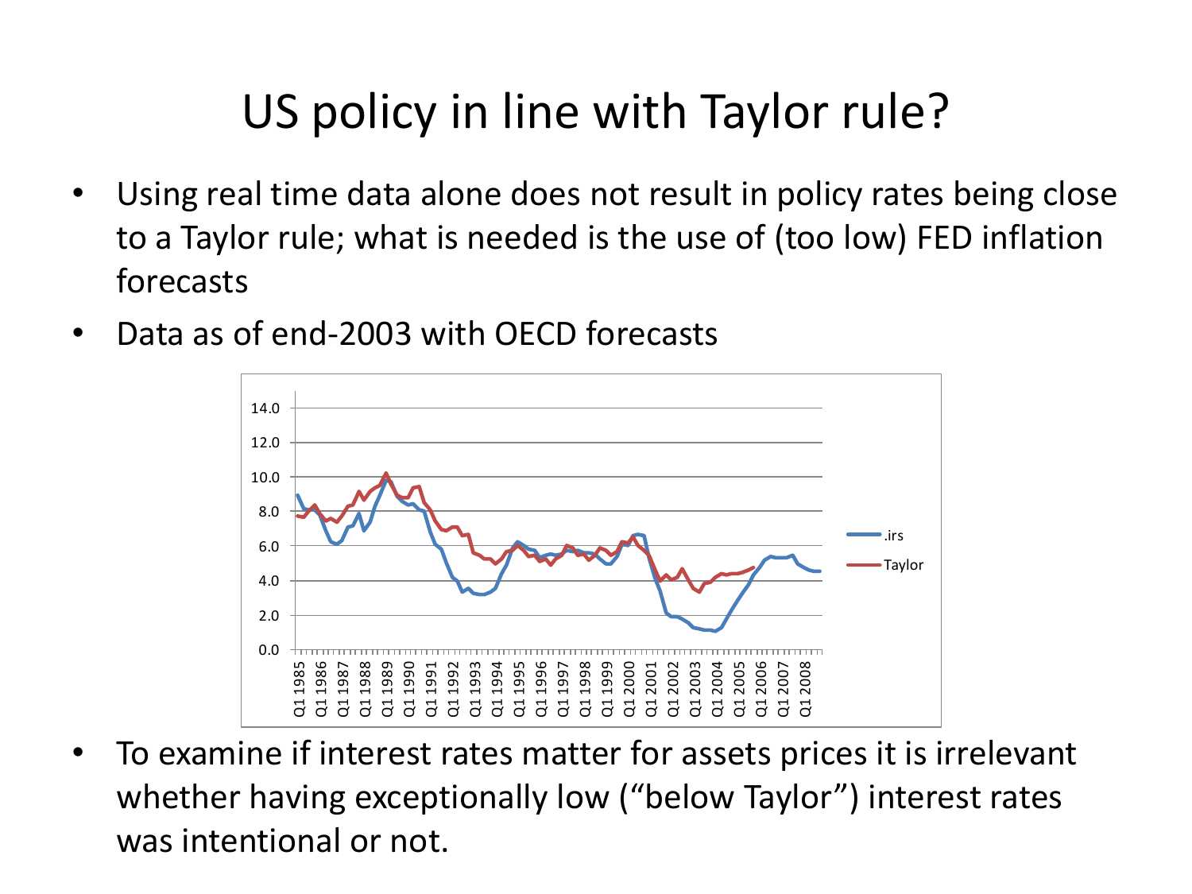# US policy in line with Taylor rule?

- Using real time data alone does not result in policy rates being close to a Taylor rule; what is needed is the use of (too low) FED inflation forecasts
- Data as of end-2003 with OECD forecasts
- To examine if interest rates matter for assets prices it is irrelevant whether having exceptionally low ("below Taylor") interest rates was intentional or not.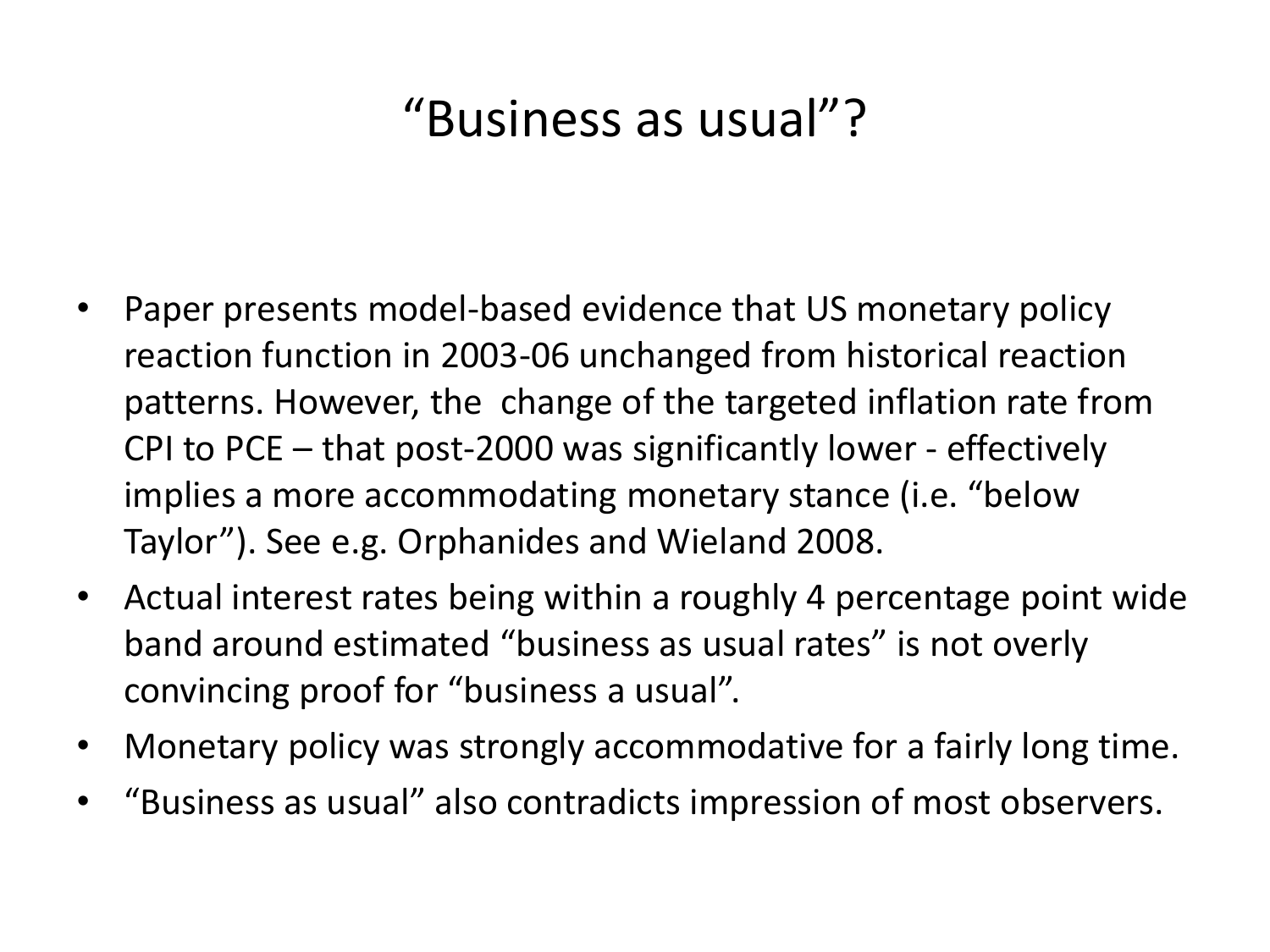# “Business as usual”?

- Paper presents model-based evidence that US monetary policy reaction function in 2003-06 unchanged from historical reaction patterns. However, the change of the targeted inflation rate from CPI to PCE – that post-2000 was significantly lower - effectively implies a more accommodating monetary stance (i.e. “below Taylor”). See e.g. Orphanides and Wieland 2008.
- Actual interest rates being within a roughly 4 percentage point wide band around estimated “business as usual rates” is not overly convincing proof for “business a usual”.
- Monetary policy was strongly accommodative for a fairly long time.
- “Business as usual” also contradicts impression of most observers.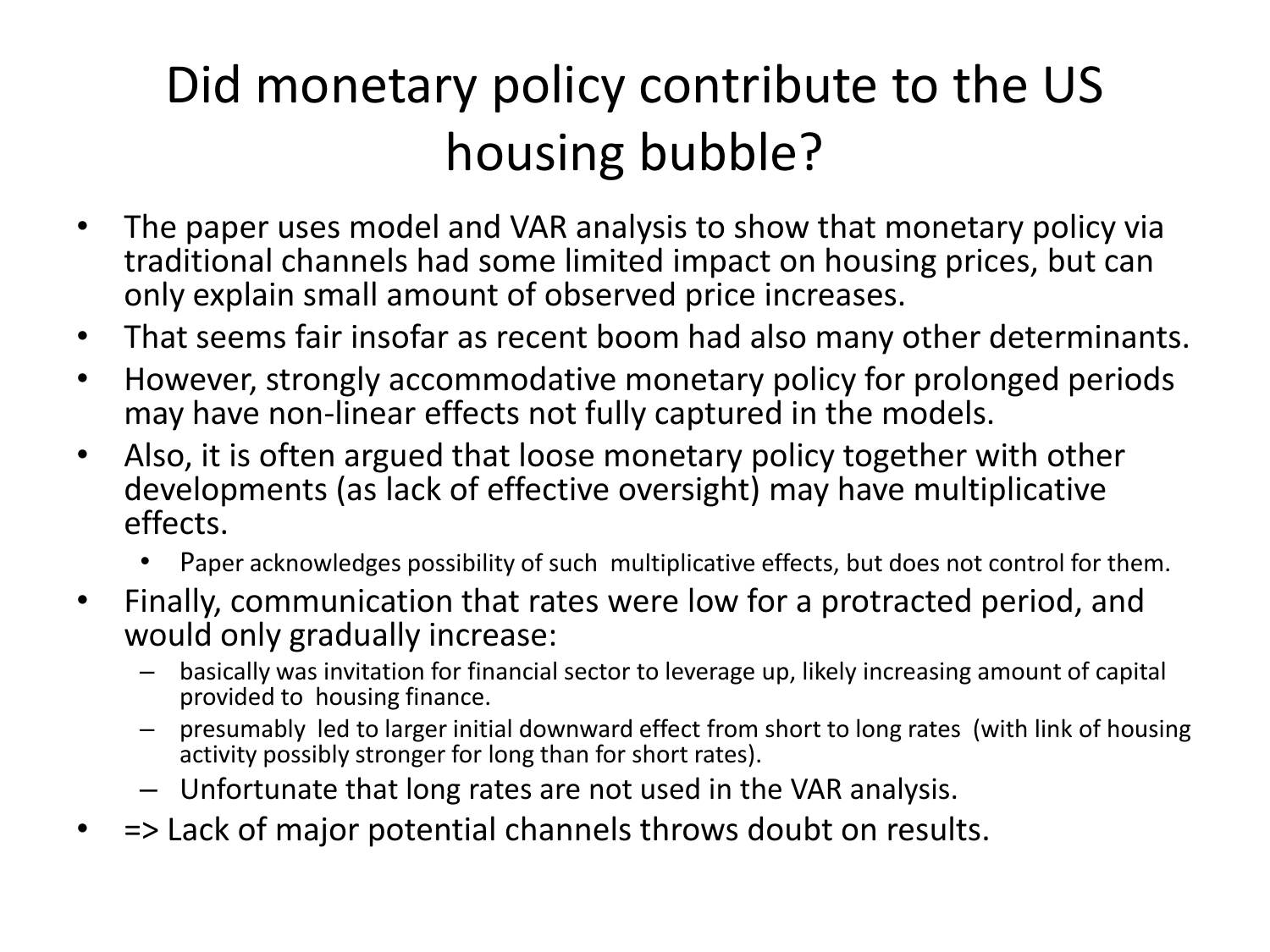# Did monetary policy contribute to the US housing bubble?

- The paper uses model and VAR analysis to show that monetary policy via traditional channels had some limited impact on housing prices, but can only explain small amount of observed price increases.
- That seems fair insofar as recent boom had also many other determinants.
- However, strongly accommodative monetary policy for prolonged periods may have non-linear effects not fully captured in the models.
- Also, it is often argued that loose monetary policy together with other developments (as lack of effective oversight) may have multiplicative effects.
    - Paper acknowledges possibility of such multiplicative effects, but does not control for them.
- Finally, communication that rates were low for a protracted period, and would only gradually increase:
    - basically was invitation for financial sector to leverage up, likely increasing amount of capital provided to housing finance.
    - presumably led to larger initial downward effect from short to long rates (with link of housing activity possibly stronger for long than for short rates).
    - Unfortunate that long rates are not used in the VAR analysis.
- => Lack of major potential channels throws doubt on results.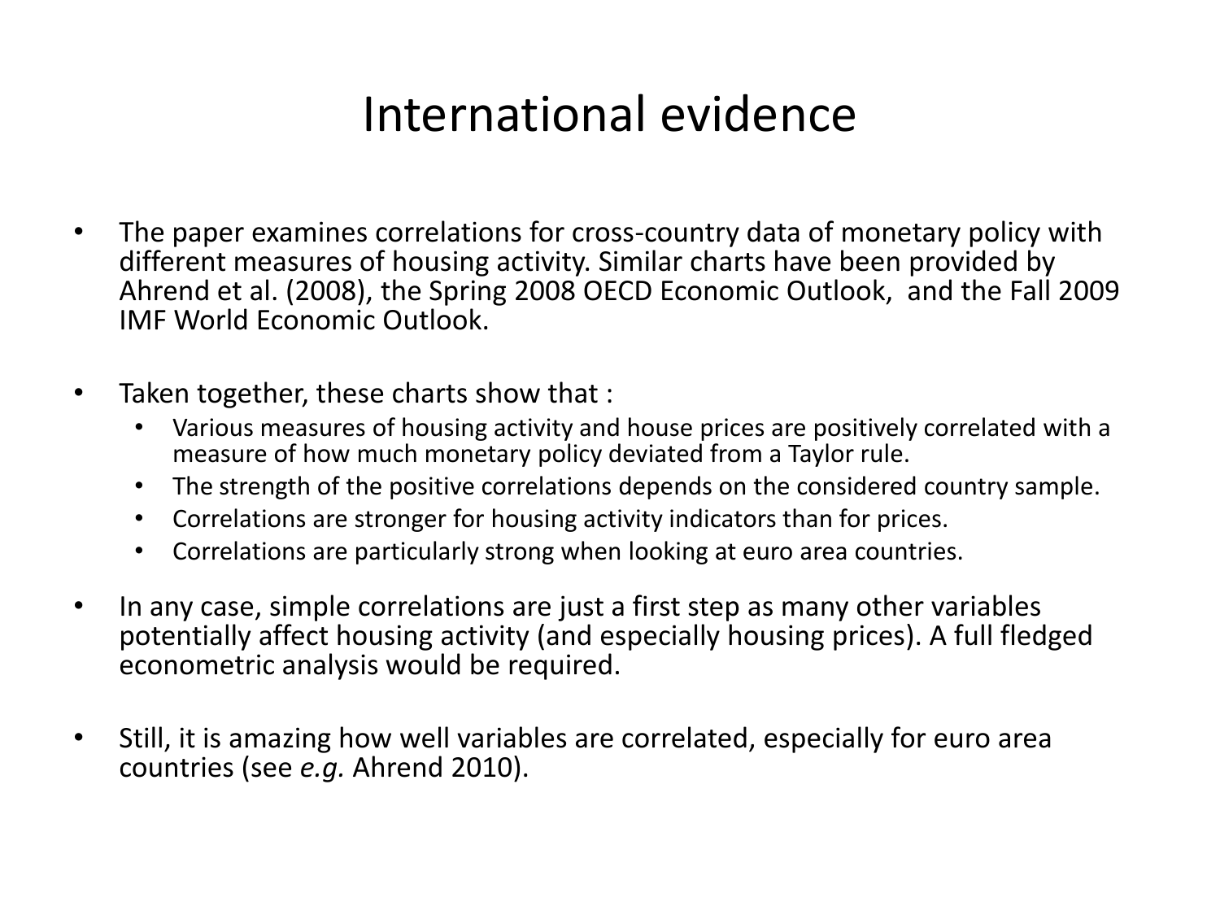# International evidence

- The paper examines correlations for cross-country data of monetary policy with different measures of housing activity. Similar charts have been provided by Ahrend et al. (2008), the Spring 2008 OECD Economic Outlook, and the Fall 2009 IMF World Economic Outlook.

- Taken together, these charts show that :
  - Various measures of housing activity and house prices are positively correlated with a measure of how much monetary policy deviated from a Taylor rule.
  - The strength of the positive correlations depends on the considered country sample.
  - Correlations are stronger for housing activity indicators than for prices.
  - Correlations are particularly strong when looking at euro area countries.

- In any case, simple correlations are just a first step as many other variables potentially affect housing activity (and especially housing prices). A full fledged econometric analysis would be required.

- Still, it is amazing how well variables are correlated, especially for euro area countries (see *e.g.* Ahrend 2010).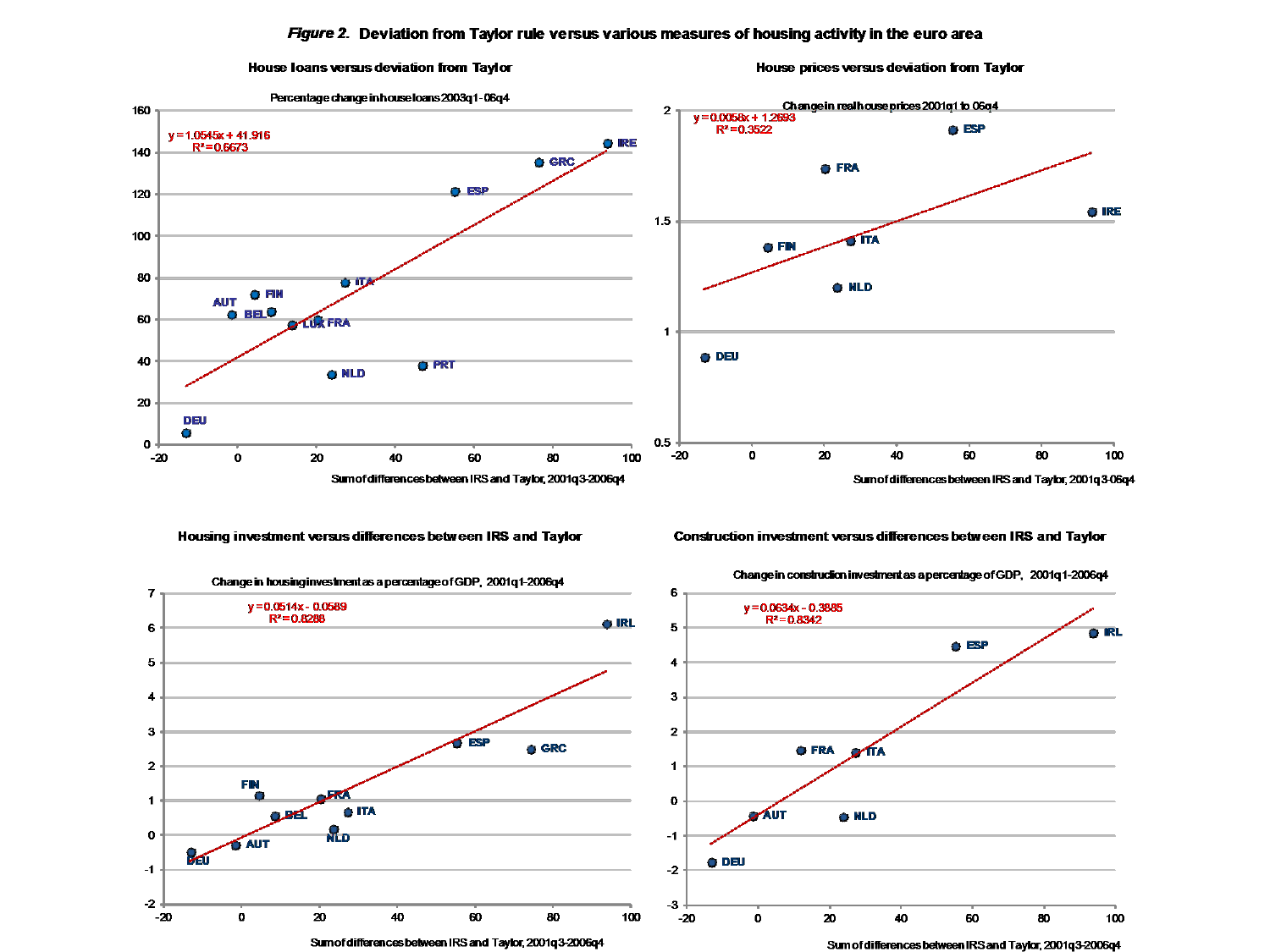*Figure 2.* **Deviation from Taylor rule versus various measures of housing activity in the euro area**

**House loans versus deviation from Taylor**

Percentage change in house loans 2003q1 - 06q4

$y = 1.0545x + 41.916$
$R^2 = 0.6673$

Sum of differences between IRS and Taylor, 2001q3-2006q4

**House prices versus deviation from Taylor**

Change in real house prices 2001q1 to 06q4

$y = 0.0058x + 1.2693$
$R^2 = 0.3522$

Sum of differences between IRS and Taylor, 2001q3-06q4

**Housing investment versus differences between IRS and Taylor**

Change in housing investment as a percentage of GDP, 2001q1-2006q4

$y = 0.0514x - 0.0589$
$R^2 = 0.8288$

Sum of differences between IRS and Taylor, 2001q3-2006q4

**Construction investment versus differences between IRS and Taylor**

Change in construction investment as a percentage of GDP, 2001q1-2006q4

$y = 0.0634x - 0.3885$
$R^2 = 0.8342$

Sum of differences between IRS and Taylor, 2001q3-2006q4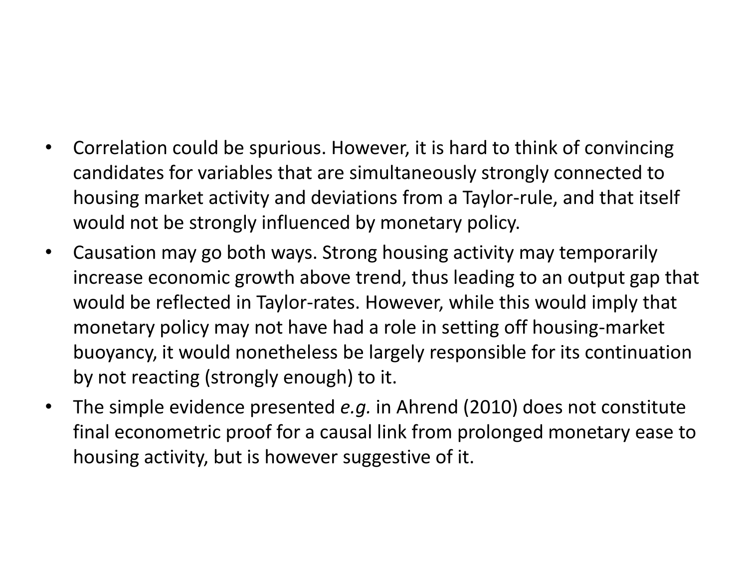- Correlation could be spurious. However, it is hard to think of convincing candidates for variables that are simultaneously strongly connected to housing market activity and deviations from a Taylor-rule, and that itself would not be strongly influenced by monetary policy.
- Causation may go both ways. Strong housing activity may temporarily increase economic growth above trend, thus leading to an output gap that would be reflected in Taylor-rates. However, while this would imply that monetary policy may not have had a role in setting off housing-market buoyancy, it would nonetheless be largely responsible for its continuation by not reacting (strongly enough) to it.
- The simple evidence presented *e.g.* in Ahrend (2010) does not constitute final econometric proof for a causal link from prolonged monetary ease to housing activity, but is however suggestive of it.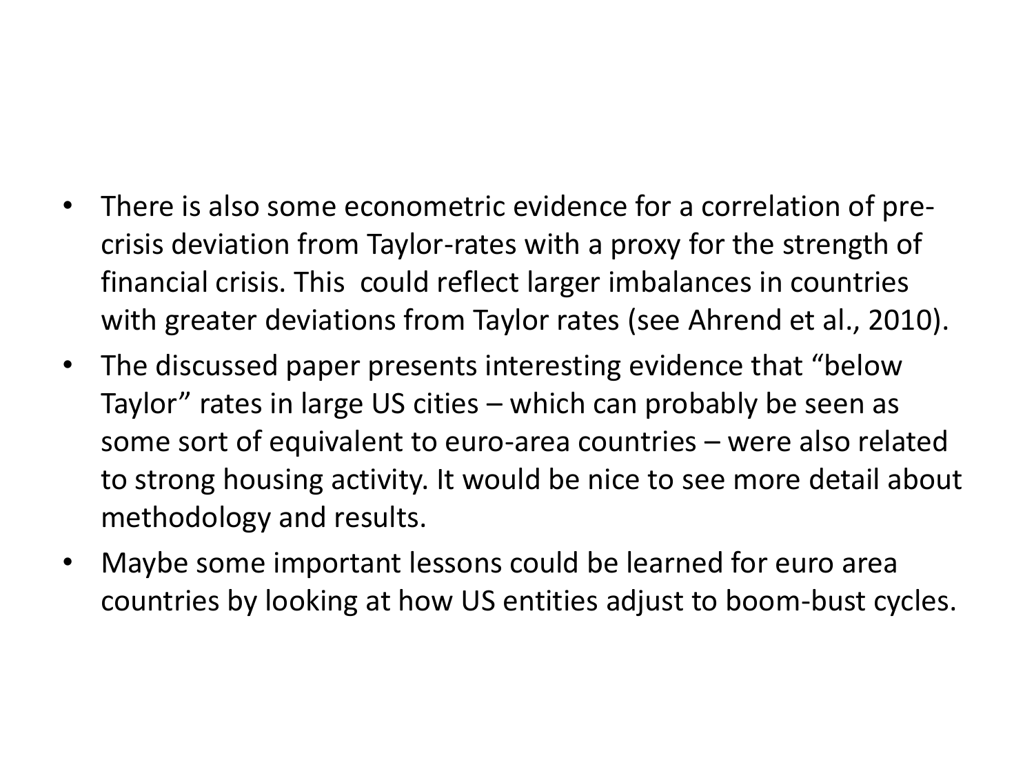- There is also some econometric evidence for a correlation of pre-crisis deviation from Taylor-rates with a proxy for the strength of financial crisis. This could reflect larger imbalances in countries with greater deviations from Taylor rates (see Ahrend et al., 2010).
- The discussed paper presents interesting evidence that "below Taylor" rates in large US cities – which can probably be seen as some sort of equivalent to euro-area countries – were also related to strong housing activity. It would be nice to see more detail about methodology and results.
- Maybe some important lessons could be learned for euro area countries by looking at how US entities adjust to boom-bust cycles.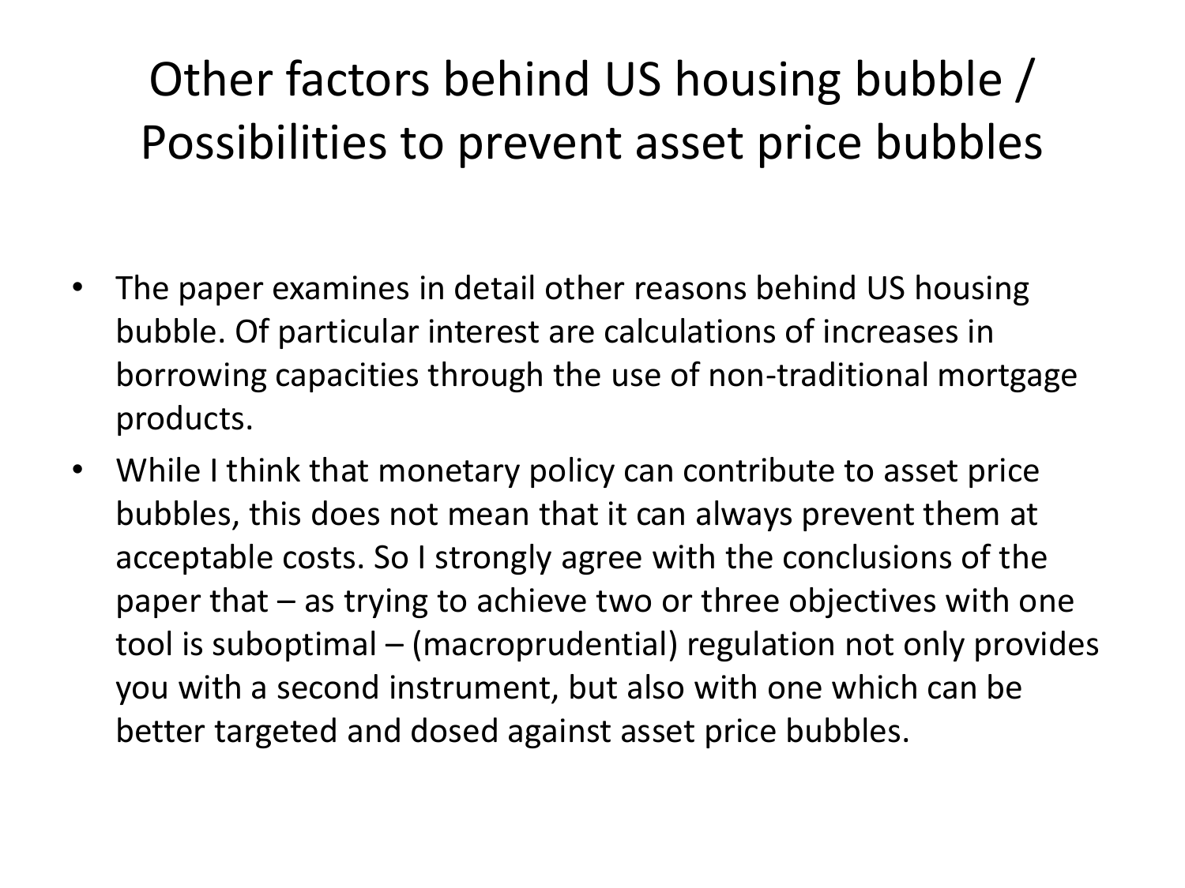# Other factors behind US housing bubble / Possibilities to prevent asset price bubbles

- The paper examines in detail other reasons behind US housing bubble. Of particular interest are calculations of increases in borrowing capacities through the use of non-traditional mortgage products.
- While I think that monetary policy can contribute to asset price bubbles, this does not mean that it can always prevent them at acceptable costs. So I strongly agree with the conclusions of the paper that – as trying to achieve two or three objectives with one tool is suboptimal – (macroprudential) regulation not only provides you with a second instrument, but also with one which can be better targeted and dosed against asset price bubbles.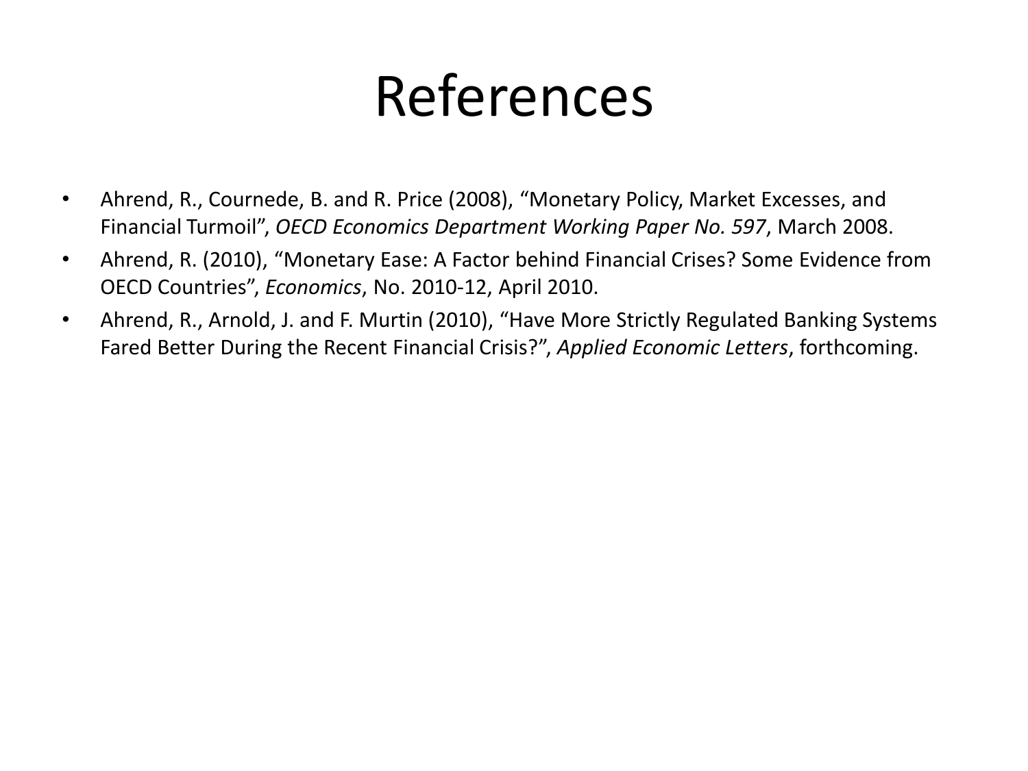# References

- Ahrend, R., Cournede, B. and R. Price (2008), "Monetary Policy, Market Excesses, and Financial Turmoil", *OECD Economics Department Working Paper No. 597*, March 2008.
- Ahrend, R. (2010), "Monetary Ease: A Factor behind Financial Crises? Some Evidence from OECD Countries", *Economics*, No. 2010-12, April 2010.
- Ahrend, R., Arnold, J. and F. Murtin (2010), "Have More Strictly Regulated Banking Systems Fared Better During the Recent Financial Crisis?", *Applied Economic Letters*, forthcoming.